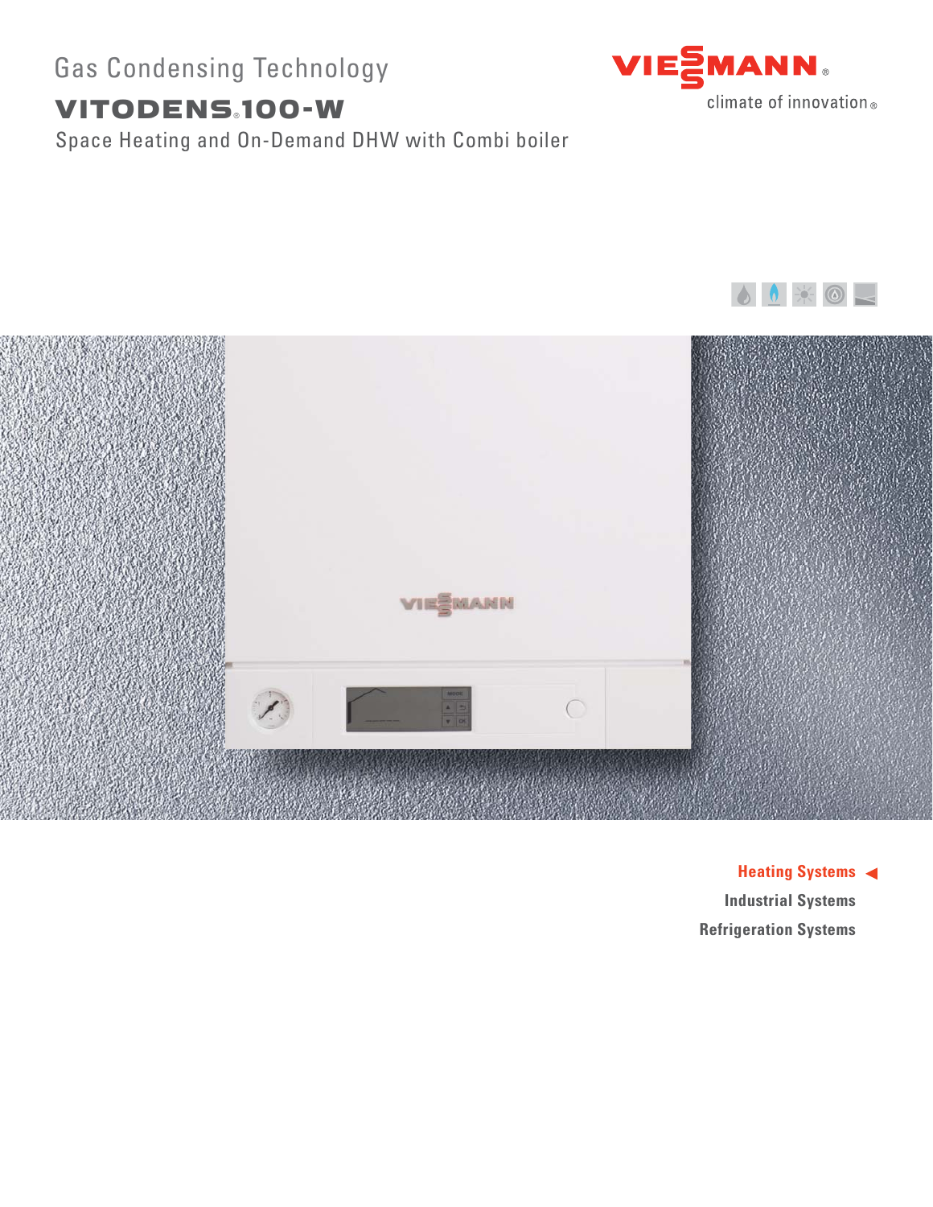Gas Condensing Technology

# VITODENS® 100-W

Space Heating and On-Demand DHW with Combi boiler

VIESMANN®

climate of innovation®

**Heating Systems** ◄

Industrial Systems

Refrigeration Systems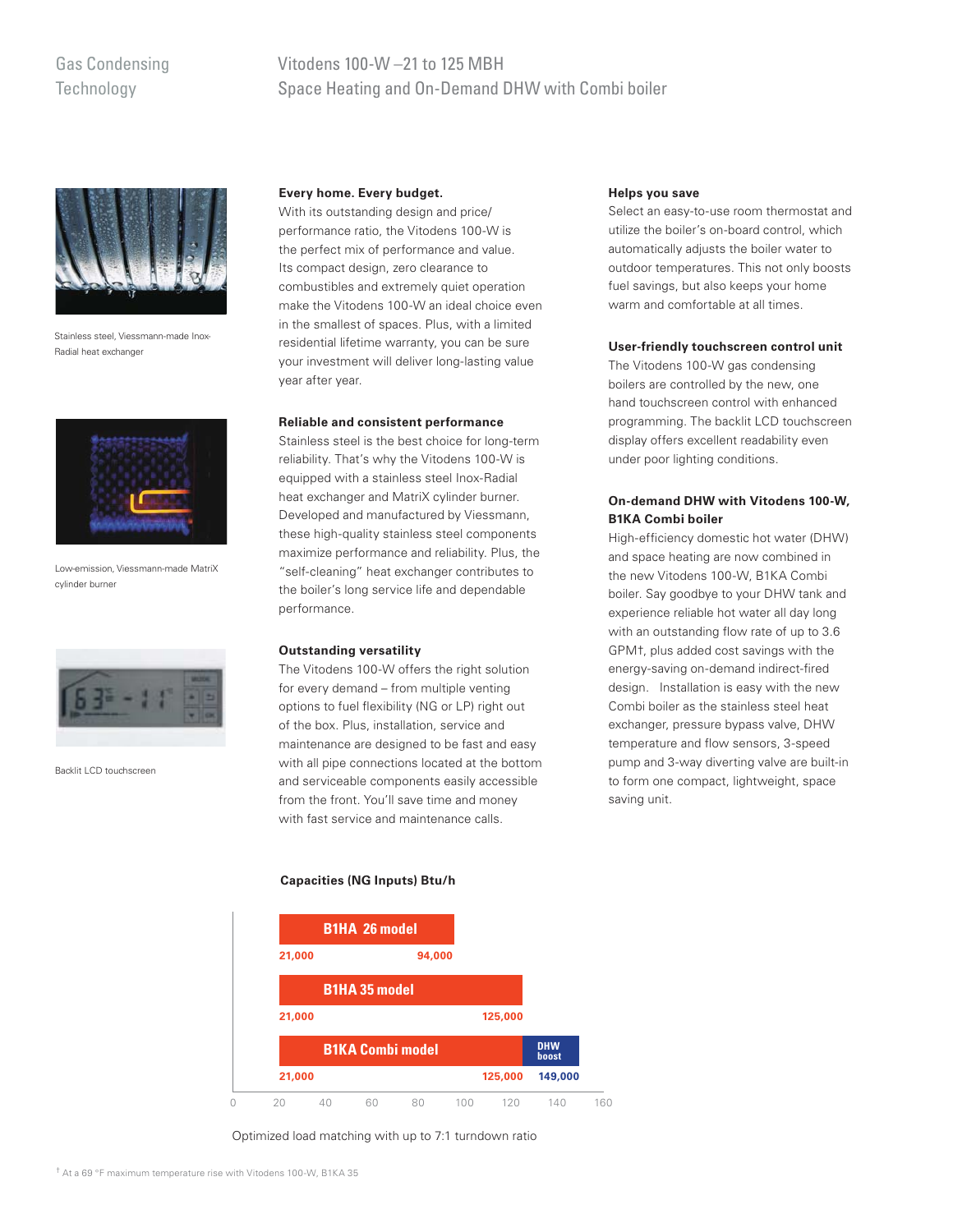# Gas Condensing Technology

## Vitodens 100-W – 21 to 125 MBH
## Space Heating and On-Demand DHW with Combi boiler

Stainless steel, Viessmann-made Inox-Radial heat exchanger

Low-emission, Viessmann-made MatriX cylinder burner

Backlit LCD touchscreen

**Every home. Every budget.**

With its outstanding design and price/performance ratio, the Vitodens 100-W is the perfect mix of performance and value. Its compact design, zero clearance to combustibles and extremely quiet operation make the Vitodens 100-W an ideal choice even in the smallest of spaces. Plus, with a limited residential lifetime warranty, you can be sure your investment will deliver long-lasting value year after year.

**Reliable and consistent performance**

Stainless steel is the best choice for long-term reliability. That's why the Vitodens 100-W is equipped with a stainless steel Inox-Radial heat exchanger and MatriX cylinder burner. Developed and manufactured by Viessmann, these high-quality stainless steel components maximize performance and reliability. Plus, the "self-cleaning" heat exchanger contributes to the boiler's long service life and dependable performance.

**Outstanding versatility**

The Vitodens 100-W offers the right solution for every demand – from multiple venting options to fuel flexibility (NG or LP) right out of the box. Plus, installation, service and maintenance are designed to be fast and easy with all pipe connections located at the bottom and serviceable components easily accessible from the front. You'll save time and money with fast service and maintenance calls.

**Helps you save**

Select an easy-to-use room thermostat and utilize the boiler's on-board control, which automatically adjusts the boiler water to outdoor temperatures. This not only boosts fuel savings, but also keeps your home warm and comfortable at all times.

**User-friendly touchscreen control unit**

The Vitodens 100-W gas condensing boilers are controlled by the new, one hand touchscreen control with enhanced programming. The backlit LCD touchscreen display offers excellent readability even under poor lighting conditions.

**On-demand DHW with Vitodens 100-W, B1KA Combi boiler**

High-efficiency domestic hot water (DHW) and space heating are now combined in the new Vitodens 100-W, B1KA Combi boiler. Say goodbye to your DHW tank and experience reliable hot water all day long with an outstanding flow rate of up to 3.6 GPM†, plus added cost savings with the energy-saving on-demand indirect-fired design. Installation is easy with the new Combi boiler as the stainless steel heat exchanger, pressure bypass valve, DHW temperature and flow sensors, 3-speed pump and 3-way diverting valve are built-in to form one compact, lightweight, space saving unit.

**Capacities (NG Inputs) Btu/h**

| Model | Min. input | Max. input | DHW boost |
|---|---|---|---|
| B1HA 26 model | 21,000 | 94,000 | |
| B1HA 35 model | 21,000 | 125,000 | |
| B1KA Combi model | 21,000 | 125,000 | 149,000 |

Optimized load matching with up to 7:1 turndown ratio

† At a 69 °F maximum temperature rise with Vitodens 100-W, B1KA 35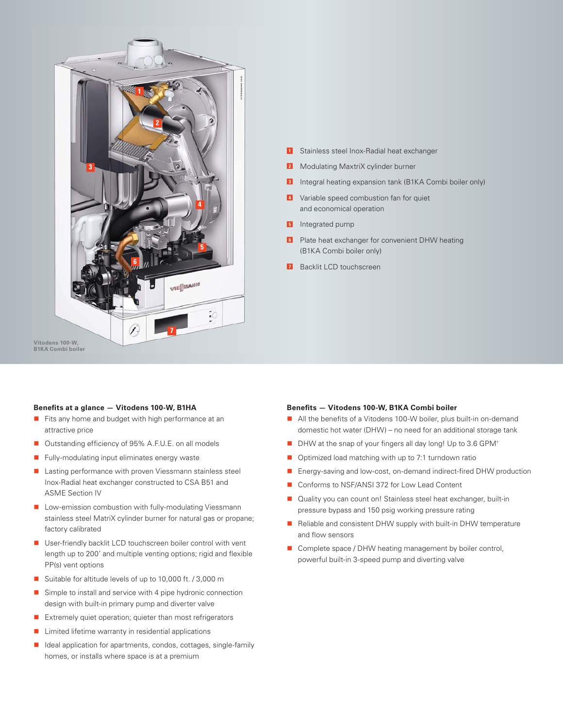Vitodens 100-W,
B1KA Combi boiler

1. Stainless steel Inox-Radial heat exchanger
2. Modulating MaxtriX cylinder burner
3. Integral heating expansion tank (B1KA Combi boiler only)
4. Variable speed combustion fan for quiet and economical operation
5. Integrated pump
6. Plate heat exchanger for convenient DHW heating (B1KA Combi boiler only)
7. Backlit LCD touchscreen

**Benefits at a glance — Vitodens 100-W, B1HA**

- Fits any home and budget with high performance at an attractive price
- Outstanding efficiency of 95% A.F.U.E. on all models
- Fully-modulating input eliminates energy waste
- Lasting performance with proven Viessmann stainless steel Inox-Radial heat exchanger constructed to CSA B51 and ASME Section IV
- Low-emission combustion with fully-modulating Viessmann stainless steel MatriX cylinder burner for natural gas or propane; factory calibrated
- User-friendly backlit LCD touchscreen boiler control with vent length up to 200' and multiple venting options; rigid and flexible PP(s) vent options
- Suitable for altitude levels of up to 10,000 ft. / 3,000 m
- Simple to install and service with 4 pipe hydronic connection design with built-in primary pump and diverter valve
- Extremely quiet operation; quieter than most refrigerators
- Limited lifetime warranty in residential applications
- Ideal application for apartments, condos, cottages, single-family homes, or installs where space is at a premium

**Benefits — Vitodens 100-W, B1KA Combi boiler**

- All the benefits of a Vitodens 100-W boiler, plus built-in on-demand domestic hot water (DHW) – no need for an additional storage tank
- DHW at the snap of your fingers all day long! Up to 3.6 GPM†
- Optimized load matching with up to 7:1 turndown ratio
- Energy-saving and low-cost, on-demand indirect-fired DHW production
- Conforms to NSF/ANSI 372 for Low Lead Content
- Quality you can count on! Stainless steel heat exchanger, built-in pressure bypass and 150 psig working pressure rating
- Reliable and consistent DHW supply with built-in DHW temperature and flow sensors
- Complete space / DHW heating management by boiler control, powerful built-in 3-speed pump and diverting valve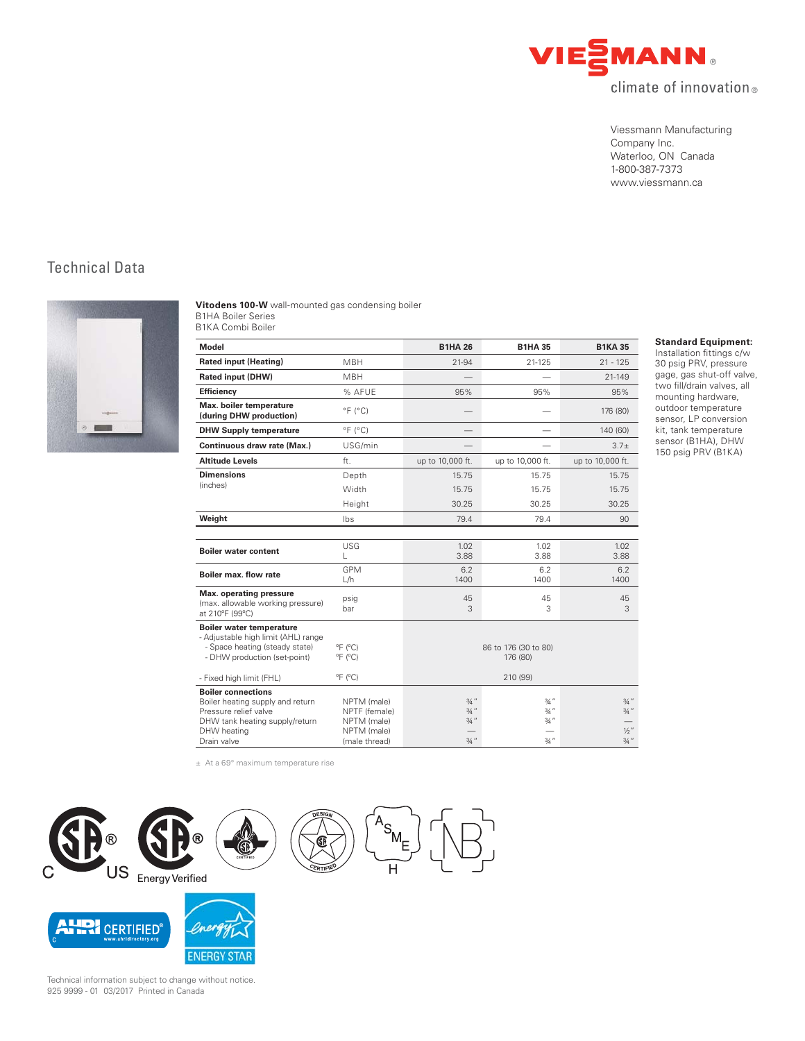Viessmann Manufacturing Company Inc.
Waterloo, ON Canada
1-800-387-7373
www.viessmann.ca

# Technical Data

**Vitodens 100-W** wall-mounted gas condensing boiler
B1HA Boiler Series
B1KA Combi Boiler

| Model | | B1HA 26 | B1HA 35 | B1KA 35 |
|---|---|---|---|---|
| **Rated input (Heating)** | MBH | 21-94 | 21-125 | 21 - 125 |
| **Rated input (DHW)** | MBH | — | — | 21-149 |
| **Efficiency** | % AFUE | 95% | 95% | 95% |
| **Max. boiler temperature (during DHW production)** | °F (°C) | — | — | 176 (80) |
| **DHW Supply temperature** | °F (°C) | — | — | 140 (60) |
| **Continuous draw rate (Max.)** | USG/min | — | — | 3.7± |
| **Altitude Levels** | ft. | up to 10,000 ft. | up to 10,000 ft. | up to 10,000 ft. |
| **Dimensions** (inches) | Depth | 15.75 | 15.75 | 15.75 |
| | Width | 15.75 | 15.75 | 15.75 |
| | Height | 30.25 | 30.25 | 30.25 |
| **Weight** | lbs | 79.4 | 79.4 | 90 |
| **Boiler water content** | USG<br>L | 1.02<br>3.88 | 1.02<br>3.88 | 1.02<br>3.88 |
| **Boiler max. flow rate** | GPM<br>L/h | 6.2<br>1400 | 6.2<br>1400 | 6.2<br>1400 |
| **Max. operating pressure** (max. allowable working pressure) at 210°F (99°C) | psig<br>bar | 45<br>3 | 45<br>3 | 45<br>3 |
| **Boiler water temperature**<br>- Adjustable high limit (AHL) range<br>- Space heating (steady state)<br>- DHW production (set-point) | <br><br>°F (°C)<br>°F (°C) | | 86 to 176 (30 to 80)<br>176 (80) | |
| - Fixed high limit (FHL) | °F (°C) | | 210 (99) | |
| **Boiler connections**<br>Boiler heating supply and return<br>Pressure relief valve<br>DHW tank heating supply/return<br>DHW heating<br>Drain valve | <br>NPTM (male)<br>NPTF (female)<br>NPTM (male)<br>NPTM (male)<br>(male thread) | <br>¾"<br>¾"<br>¾"<br>—<br>¾" | <br>¾"<br>¾"<br>¾"<br>—<br>¾" | <br>¾"<br>¾"<br>—<br>½"<br>¾" |

± At a 69° maximum temperature rise

**Standard Equipment:**
Installation fittings c/w 30 psig PRV, pressure gage, gas shut-off valve, two fill/drain valves, all mounting hardware, outdoor temperature sensor, LP conversion kit, tank temperature sensor (B1HA), DHW 150 psig PRV (B1KA)

C US Energy Verified

Technical information subject to change without notice.
925 9999 - 01 03/2017 Printed in Canada